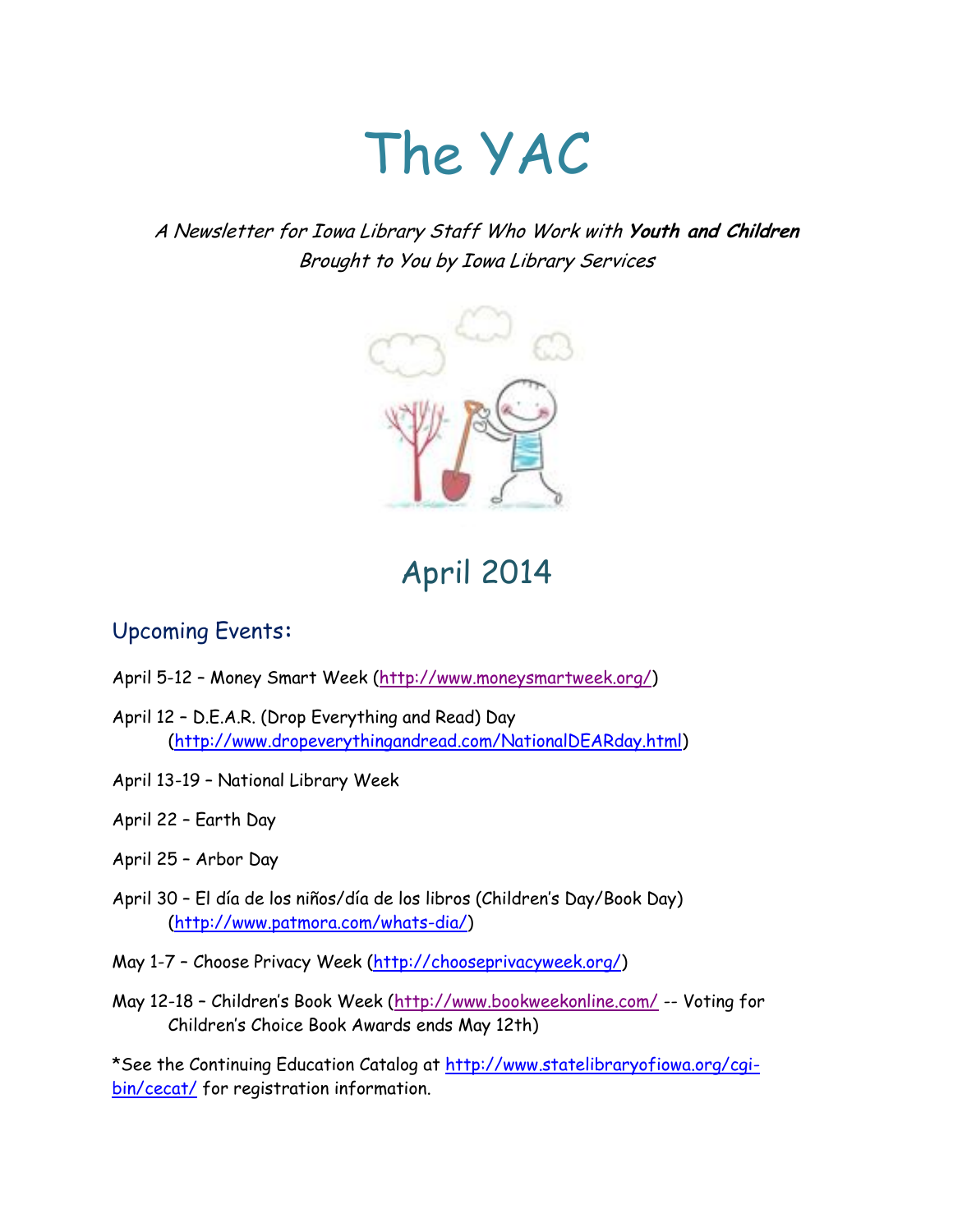# The YAC

*A Newsletter for Iowa Library Staff Who Work with **Youth and Children***
*Brought to You by Iowa Library Services*

## April 2014

### Upcoming Events:

April 5-12 – Money Smart Week (http://www.moneysmartweek.org/)

April 12 – D.E.A.R. (Drop Everything and Read) Day (http://www.dropeverythingandread.com/NationalDEARday.html)

April 13-19 – National Library Week

April 22 – Earth Day

April 25 – Arbor Day

April 30 – El día de los niños/día de los libros (Children's Day/Book Day) (http://www.patmora.com/whats-dia/)

May 1-7 – Choose Privacy Week (http://chooseprivacyweek.org/)

May 12-18 – Children's Book Week (http://www.bookweekonline.com/ -- Voting for Children's Choice Book Awards ends May 12th)

*See the Continuing Education Catalog at http://www.statelibraryofiowa.org/cgi-bin/cecat/ for registration information.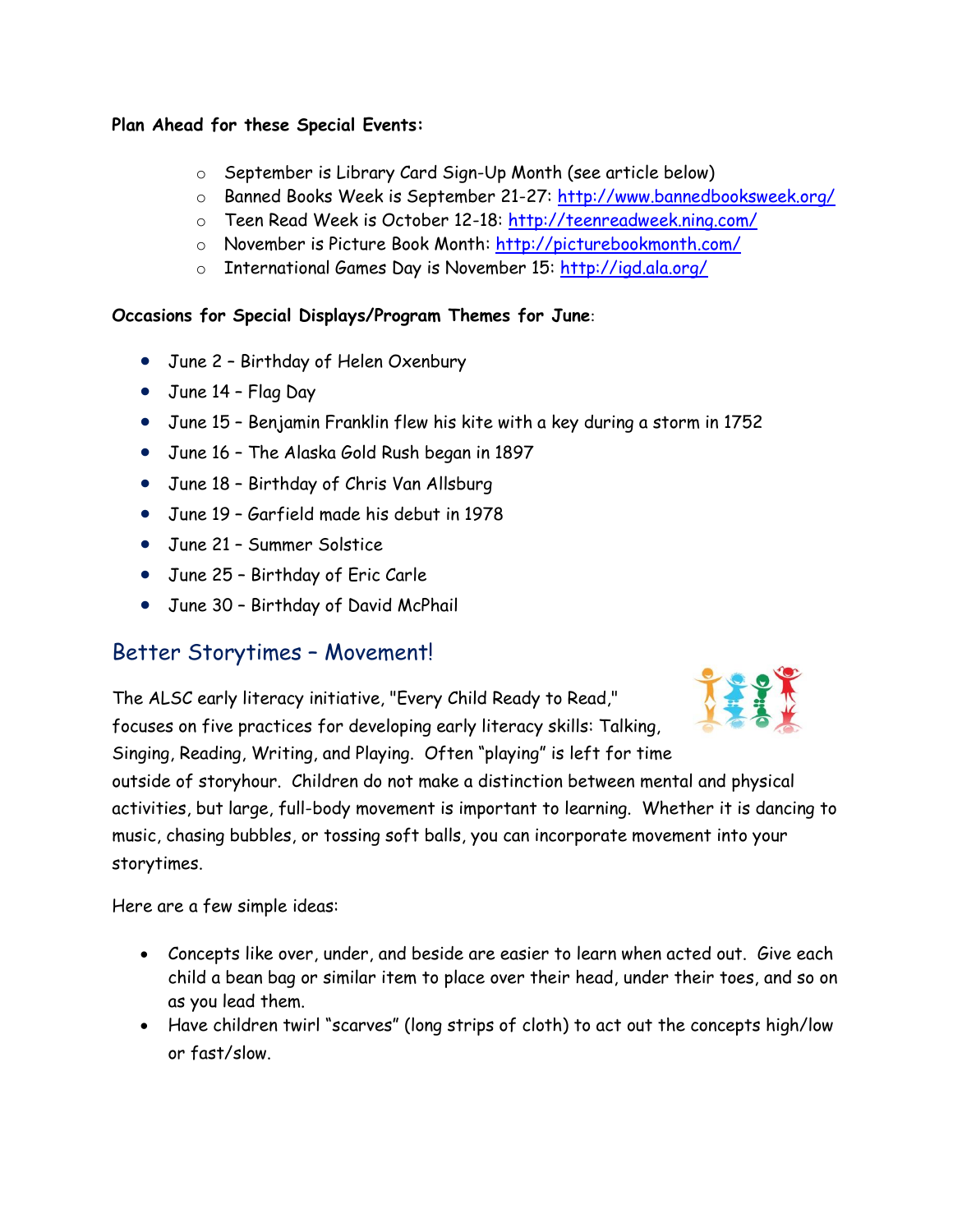**Plan Ahead for these Special Events:**

- September is Library Card Sign-Up Month (see article below)
- Banned Books Week is September 21-27: http://www.bannedbooksweek.org/
- Teen Read Week is October 12-18: http://teenreadweek.ning.com/
- November is Picture Book Month: http://picturebookmonth.com/
- International Games Day is November 15: http://igd.ala.org/

**Occasions for Special Displays/Program Themes for June**:

- June 2 – Birthday of Helen Oxenbury
- June 14 – Flag Day
- June 15 – Benjamin Franklin flew his kite with a key during a storm in 1752
- June 16 – The Alaska Gold Rush began in 1897
- June 18 – Birthday of Chris Van Allsburg
- June 19 – Garfield made his debut in 1978
- June 21 – Summer Solstice
- June 25 – Birthday of Eric Carle
- June 30 – Birthday of David McPhail

## Better Storytimes – Movement!

The ALSC early literacy initiative, "Every Child Ready to Read," focuses on five practices for developing early literacy skills: Talking, Singing, Reading, Writing, and Playing. Often "playing" is left for time outside of storyhour. Children do not make a distinction between mental and physical activities, but large, full-body movement is important to learning. Whether it is dancing to music, chasing bubbles, or tossing soft balls, you can incorporate movement into your storytimes.

Here are a few simple ideas:

- Concepts like over, under, and beside are easier to learn when acted out. Give each child a bean bag or similar item to place over their head, under their toes, and so on as you lead them.
- Have children twirl "scarves" (long strips of cloth) to act out the concepts high/low or fast/slow.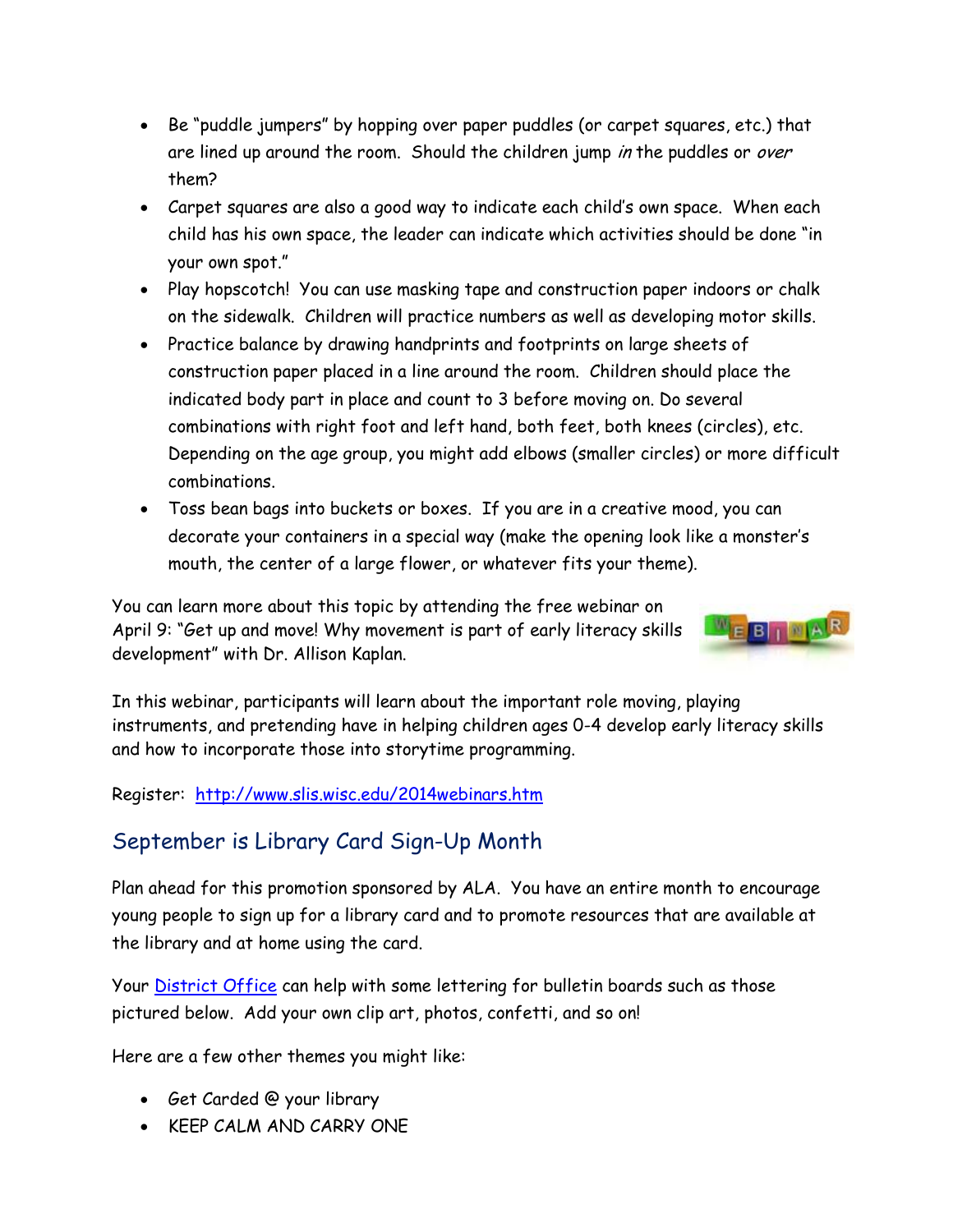- Be "puddle jumpers" by hopping over paper puddles (or carpet squares, etc.) that are lined up around the room. Should the children jump *in* the puddles or *over* them?
- Carpet squares are also a good way to indicate each child's own space. When each child has his own space, the leader can indicate which activities should be done "in your own spot."
- Play hopscotch! You can use masking tape and construction paper indoors or chalk on the sidewalk. Children will practice numbers as well as developing motor skills.
- Practice balance by drawing handprints and footprints on large sheets of construction paper placed in a line around the room. Children should place the indicated body part in place and count to 3 before moving on. Do several combinations with right foot and left hand, both feet, both knees (circles), etc. Depending on the age group, you might add elbows (smaller circles) or more difficult combinations.
- Toss bean bags into buckets or boxes. If you are in a creative mood, you can decorate your containers in a special way (make the opening look like a monster's mouth, the center of a large flower, or whatever fits your theme).

You can learn more about this topic by attending the free webinar on April 9: "Get up and move! Why movement is part of early literacy skills development" with Dr. Allison Kaplan.

In this webinar, participants will learn about the important role moving, playing instruments, and pretending have in helping children ages 0-4 develop early literacy skills and how to incorporate those into storytime programming.

Register: [http://www.slis.wisc.edu/2014webinars.htm](http://www.slis.wisc.edu/2014webinars.htm)

## September is Library Card Sign-Up Month

Plan ahead for this promotion sponsored by ALA. You have an entire month to encourage young people to sign up for a library card and to promote resources that are available at the library and at home using the card.

Your District Office can help with some lettering for bulletin boards such as those pictured below. Add your own clip art, photos, confetti, and so on!

Here are a few other themes you might like:

- Get Carded @ your library
- KEEP CALM AND CARRY ONE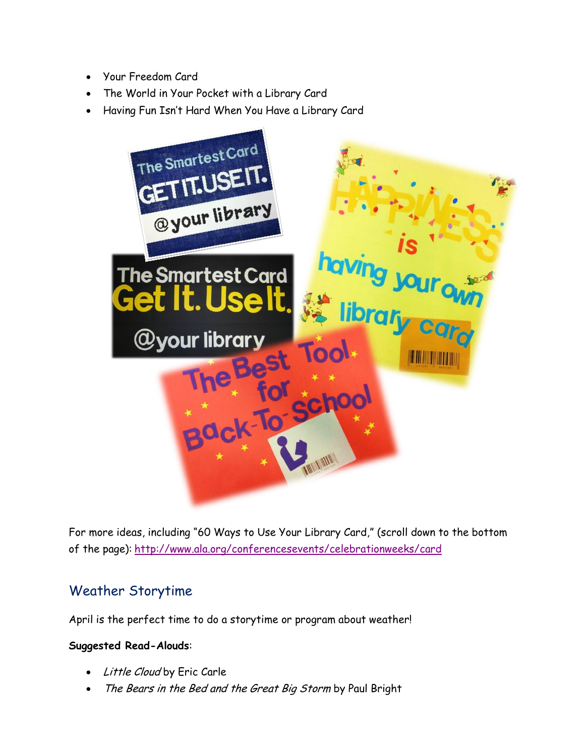- Your Freedom Card
- The World in Your Pocket with a Library Card
- Having Fun Isn't Hard When You Have a Library Card

For more ideas, including "60 Ways to Use Your Library Card," (scroll down to the bottom of the page): http://www.ala.org/conferencesevents/celebrationweeks/card

## Weather Storytime

April is the perfect time to do a storytime or program about weather!

**Suggested Read-Alouds**:

- *Little Cloud* by Eric Carle
- *The Bears in the Bed and the Great Big Storm* by Paul Bright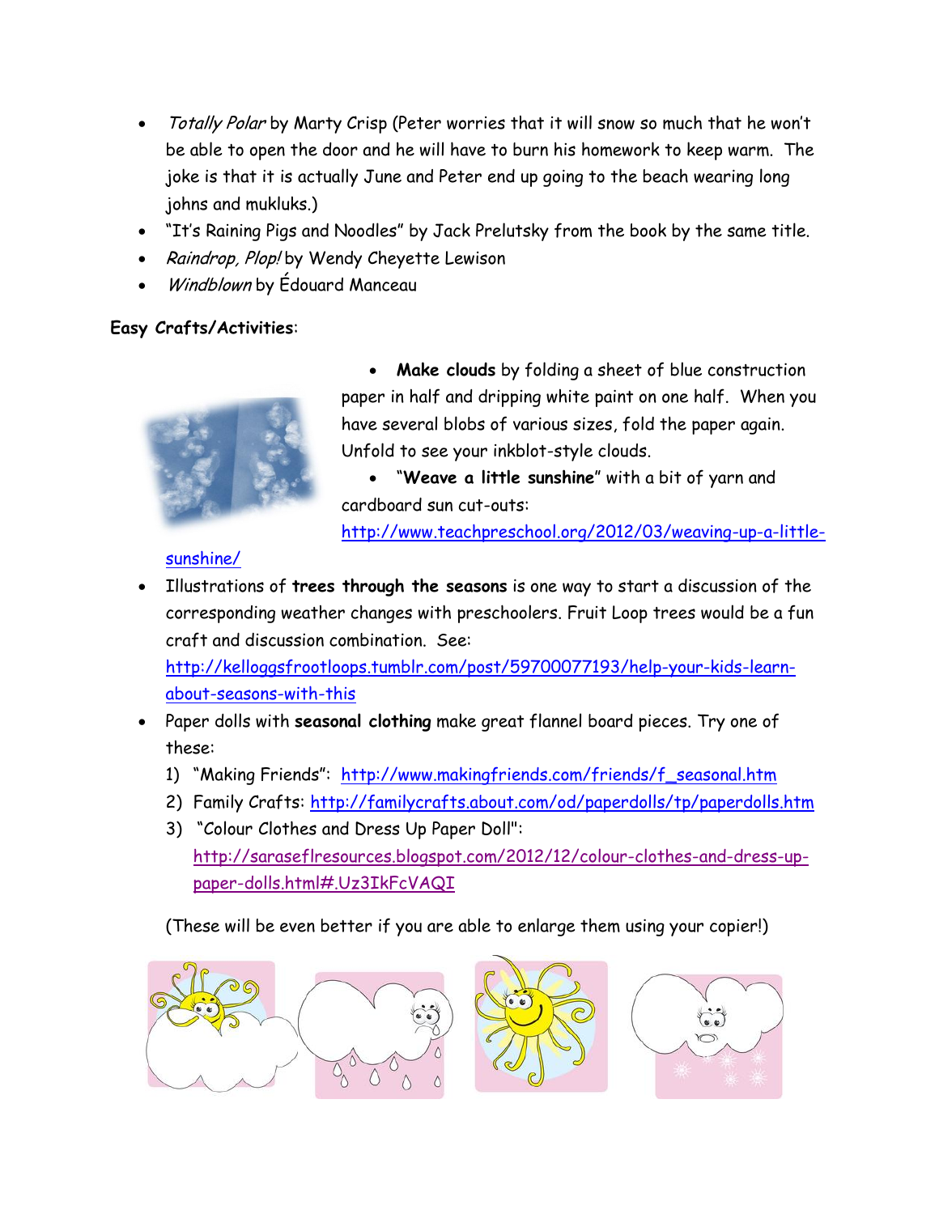- *Totally Polar* by Marty Crisp (Peter worries that it will snow so much that he won't be able to open the door and he will have to burn his homework to keep warm. The joke is that it is actually June and Peter end up going to the beach wearing long johns and mukluks.)
- "It's Raining Pigs and Noodles" by Jack Prelutsky from the book by the same title.
- *Raindrop, Plop!* by Wendy Cheyette Lewison
- *Windblown* by Édouard Manceau

**Easy Crafts/Activities**:

- **Make clouds** by folding a sheet of blue construction paper in half and dripping white paint on one half. When you have several blobs of various sizes, fold the paper again. Unfold to see your inkblot-style clouds.
- "**Weave a little sunshine**" with a bit of yarn and cardboard sun cut-outs: http://www.teachpreschool.org/2012/03/weaving-up-a-little-sunshine/
- Illustrations of **trees through the seasons** is one way to start a discussion of the corresponding weather changes with preschoolers. Fruit Loop trees would be a fun craft and discussion combination. See: http://kelloggsfrootloops.tumblr.com/post/59700077193/help-your-kids-learn-about-seasons-with-this
- Paper dolls with **seasonal clothing** make great flannel board pieces. Try one of these:
  1) "Making Friends": http://www.makingfriends.com/friends/f_seasonal.htm
  2) Family Crafts: http://familycrafts.about.com/od/paperdolls/tp/paperdolls.htm
  3) "Colour Clothes and Dress Up Paper Doll": http://saraseflresources.blogspot.com/2012/12/colour-clothes-and-dress-up-paper-dolls.html#.Uz3IkFcVAQI

  (These will be even better if you are able to enlarge them using your copier!)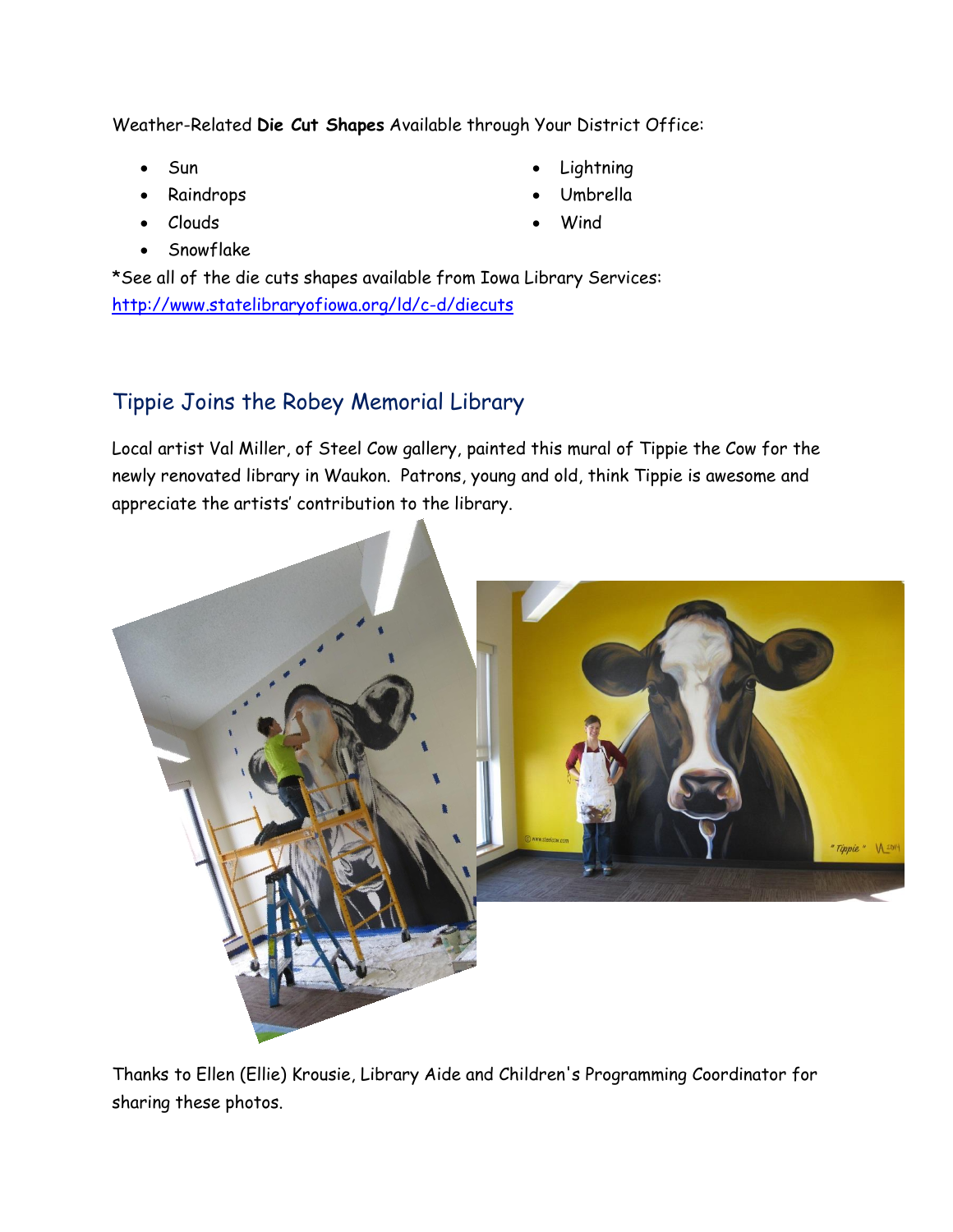Weather-Related **Die Cut Shapes** Available through Your District Office:

- Sun
- Raindrops
- Clouds
- Snowflake
- Lightning
- Umbrella
- Wind

*See all of the die cuts shapes available from Iowa Library Services: [http://www.statelibraryofiowa.org/ld/c-d/diecuts](http://www.statelibraryofiowa.org/ld/c-d/diecuts)

## Tippie Joins the Robey Memorial Library

Local artist Val Miller, of Steel Cow gallery, painted this mural of Tippie the Cow for the newly renovated library in Waukon. Patrons, young and old, think Tippie is awesome and appreciate the artists' contribution to the library.

Thanks to Ellen (Ellie) Krousie, Library Aide and Children's Programming Coordinator for sharing these photos.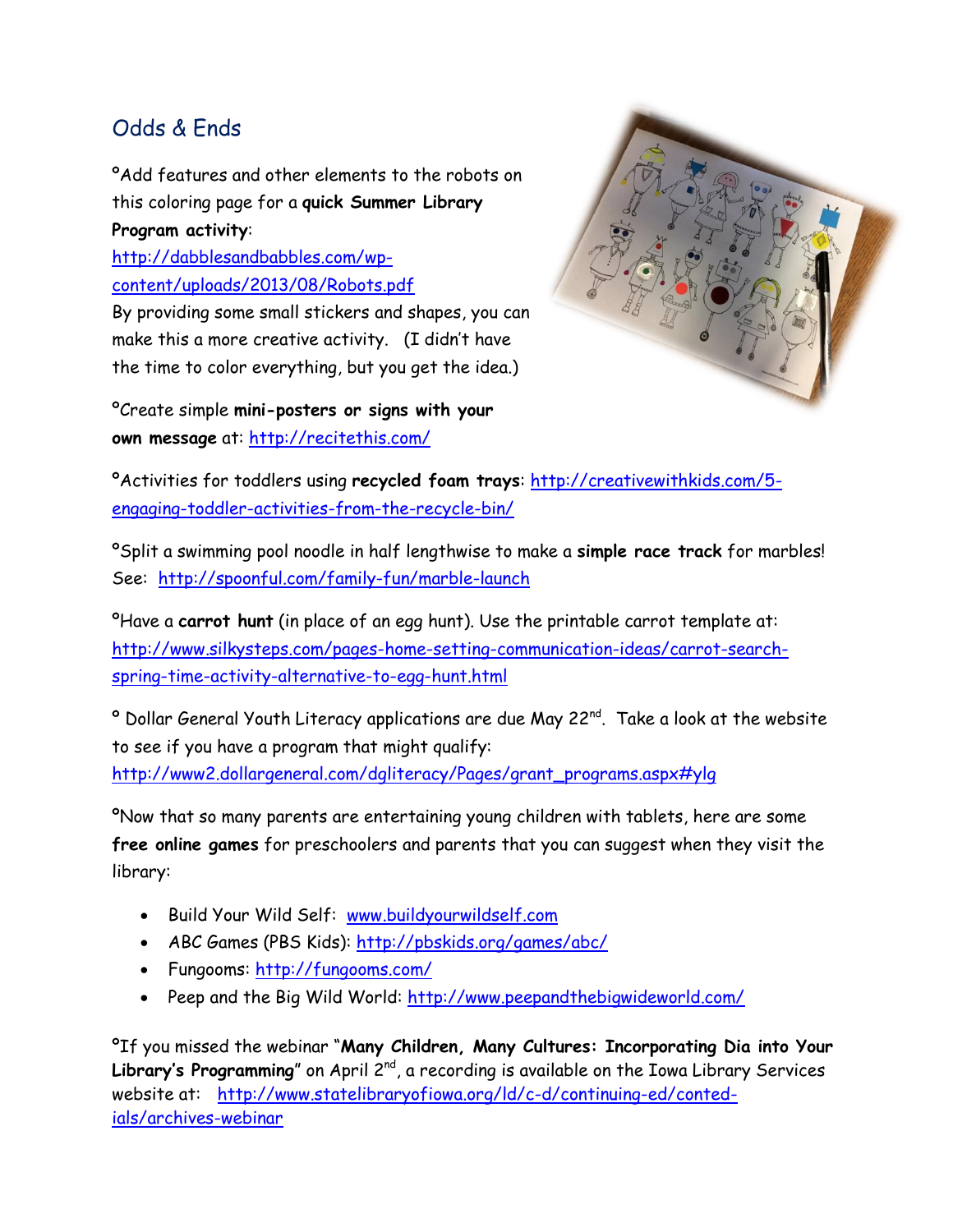## Odds & Ends

°Add features and other elements to the robots on this coloring page for a **quick Summer Library Program activity**: http://dabblesandbabbles.com/wp-content/uploads/2013/08/Robots.pdf
By providing some small stickers and shapes, you can make this a more creative activity. (I didn't have the time to color everything, but you get the idea.)

°Create simple **mini-posters or signs with your own message** at: http://recitethis.com/

°Activities for toddlers using **recycled foam trays**: http://creativewithkids.com/5-engaging-toddler-activities-from-the-recycle-bin/

°Split a swimming pool noodle in half lengthwise to make a **simple race track** for marbles! See: http://spoonful.com/family-fun/marble-launch

°Have a **carrot hunt** (in place of an egg hunt). Use the printable carrot template at: http://www.silkysteps.com/pages-home-setting-communication-ideas/carrot-search-spring-time-activity-alternative-to-egg-hunt.html

° Dollar General Youth Literacy applications are due May 22nd. Take a look at the website to see if you have a program that might qualify: http://www2.dollargeneral.com/dgliteracy/Pages/grant_programs.aspx#ylg

°Now that so many parents are entertaining young children with tablets, here are some **free online games** for preschoolers and parents that you can suggest when they visit the library:

- Build Your Wild Self: www.buildyourwildself.com
- ABC Games (PBS Kids): http://pbskids.org/games/abc/
- Fungooms: http://fungooms.com/
- Peep and the Big Wild World: http://www.peepandthebigwideworld.com/

°If you missed the webinar "**Many Children, Many Cultures: Incorporating Dia into Your Library's Programming**" on April 2nd, a recording is available on the Iowa Library Services website at: http://www.statelibraryofiowa.org/ld/c-d/continuing-ed/conted-ials/archives-webinar